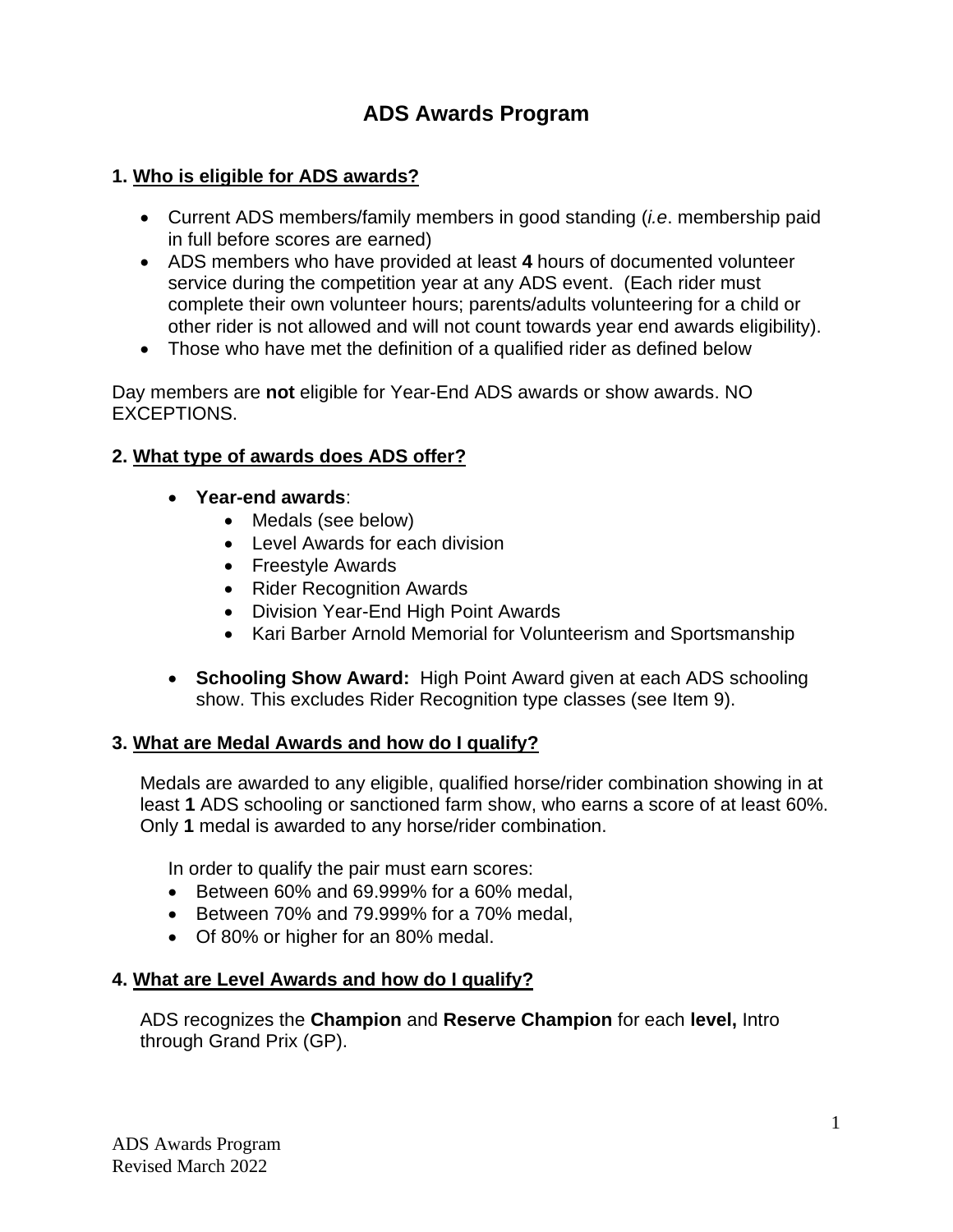# ADS Awards Program

## 1. Who is eligible for ADS awards?

- Current ADS members/family members in good standing (*i.e*. membership paid in full before scores are earned)
- ADS members who have provided at least **4** hours of documented volunteer service during the competition year at any ADS event. (Each rider must complete their own volunteer hours; parents/adults volunteering for a child or other rider is not allowed and will not count towards year end awards eligibility).
- Those who have met the definition of a qualified rider as defined below

Day members are **not** eligible for Year-End ADS awards or show awards. NO EXCEPTIONS.

## 2. What type of awards does ADS offer?

- **Year-end awards**:
  - Medals (see below)
  - Level Awards for each division
  - Freestyle Awards
  - Rider Recognition Awards
  - Division Year-End High Point Awards
  - Kari Barber Arnold Memorial for Volunteerism and Sportsmanship
- **Schooling Show Award:** High Point Award given at each ADS schooling show. This excludes Rider Recognition type classes (see Item 9).

## 3. What are Medal Awards and how do I qualify?

Medals are awarded to any eligible, qualified horse/rider combination showing in at least **1** ADS schooling or sanctioned farm show, who earns a score of at least 60%. Only **1** medal is awarded to any horse/rider combination.

In order to qualify the pair must earn scores:

- Between 60% and 69.999% for a 60% medal,
- Between 70% and 79.999% for a 70% medal,
- Of 80% or higher for an 80% medal.

## 4. What are Level Awards and how do I qualify?

ADS recognizes the **Champion** and **Reserve Champion** for each **level,** Intro through Grand Prix (GP).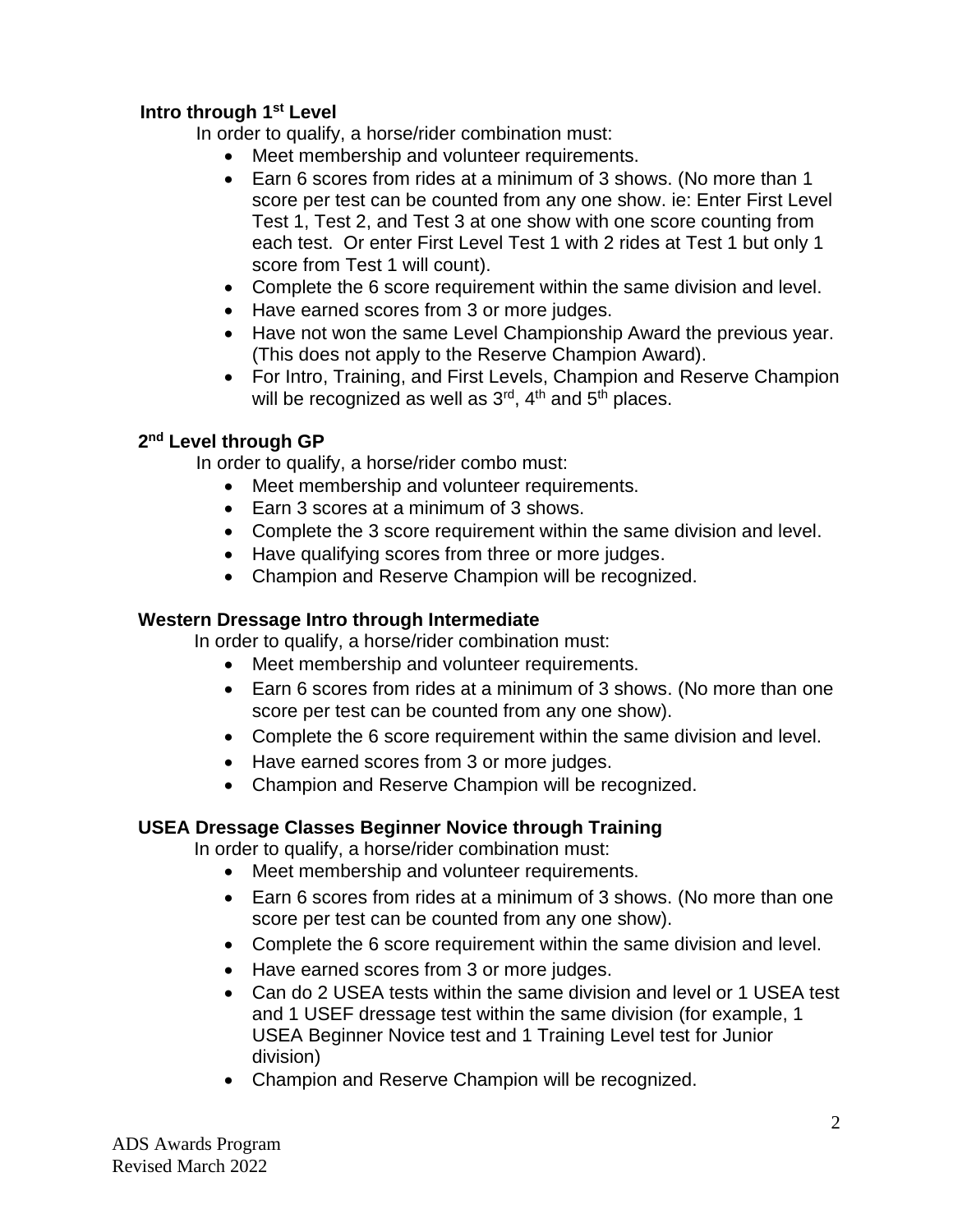### Intro through 1st Level

In order to qualify, a horse/rider combination must:

- Meet membership and volunteer requirements.
- Earn 6 scores from rides at a minimum of 3 shows. (No more than 1 score per test can be counted from any one show. ie: Enter First Level Test 1, Test 2, and Test 3 at one show with one score counting from each test. Or enter First Level Test 1 with 2 rides at Test 1 but only 1 score from Test 1 will count).
- Complete the 6 score requirement within the same division and level.
- Have earned scores from 3 or more judges.
- Have not won the same Level Championship Award the previous year. (This does not apply to the Reserve Champion Award).
- For Intro, Training, and First Levels, Champion and Reserve Champion will be recognized as well as 3rd, 4th and 5th places.

### 2nd Level through GP

In order to qualify, a horse/rider combo must:

- Meet membership and volunteer requirements.
- Earn 3 scores at a minimum of 3 shows.
- Complete the 3 score requirement within the same division and level.
- Have qualifying scores from three or more judges.
- Champion and Reserve Champion will be recognized.

### Western Dressage Intro through Intermediate

In order to qualify, a horse/rider combination must:

- Meet membership and volunteer requirements.
- Earn 6 scores from rides at a minimum of 3 shows. (No more than one score per test can be counted from any one show).
- Complete the 6 score requirement within the same division and level.
- Have earned scores from 3 or more judges.
- Champion and Reserve Champion will be recognized.

### USEA Dressage Classes Beginner Novice through Training

In order to qualify, a horse/rider combination must:

- Meet membership and volunteer requirements.
- Earn 6 scores from rides at a minimum of 3 shows. (No more than one score per test can be counted from any one show).
- Complete the 6 score requirement within the same division and level.
- Have earned scores from 3 or more judges.
- Can do 2 USEA tests within the same division and level or 1 USEA test and 1 USEF dressage test within the same division (for example, 1 USEA Beginner Novice test and 1 Training Level test for Junior division)
- Champion and Reserve Champion will be recognized.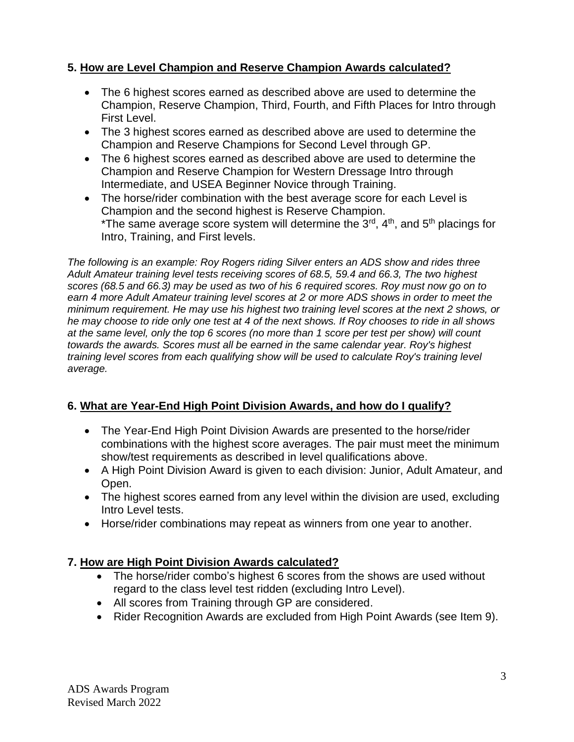## 5. How are Level Champion and Reserve Champion Awards calculated?

- The 6 highest scores earned as described above are used to determine the Champion, Reserve Champion, Third, Fourth, and Fifth Places for Intro through First Level.
- The 3 highest scores earned as described above are used to determine the Champion and Reserve Champions for Second Level through GP.
- The 6 highest scores earned as described above are used to determine the Champion and Reserve Champion for Western Dressage Intro through Intermediate, and USEA Beginner Novice through Training.
- The horse/rider combination with the best average score for each Level is Champion and the second highest is Reserve Champion.
  *The same average score system will determine the 3rd, 4th, and 5th placings for Intro, Training, and First levels.

*The following is an example: Roy Rogers riding Silver enters an ADS show and rides three Adult Amateur training level tests receiving scores of 68.5, 59.4 and 66.3, The two highest scores (68.5 and 66.3) may be used as two of his 6 required scores. Roy must now go on to earn 4 more Adult Amateur training level scores at 2 or more ADS shows in order to meet the minimum requirement. He may use his highest two training level scores at the next 2 shows, or he may choose to ride only one test at 4 of the next shows. If Roy chooses to ride in all shows at the same level, only the top 6 scores (no more than 1 score per test per show) will count towards the awards. Scores must all be earned in the same calendar year. Roy's highest training level scores from each qualifying show will be used to calculate Roy's training level average.*

## 6. What are Year-End High Point Division Awards, and how do I qualify?

- The Year-End High Point Division Awards are presented to the horse/rider combinations with the highest score averages. The pair must meet the minimum show/test requirements as described in level qualifications above.
- A High Point Division Award is given to each division: Junior, Adult Amateur, and Open.
- The highest scores earned from any level within the division are used, excluding Intro Level tests.
- Horse/rider combinations may repeat as winners from one year to another.

## 7. How are High Point Division Awards calculated?

- The horse/rider combo's highest 6 scores from the shows are used without regard to the class level test ridden (excluding Intro Level).
- All scores from Training through GP are considered.
- Rider Recognition Awards are excluded from High Point Awards (see Item 9).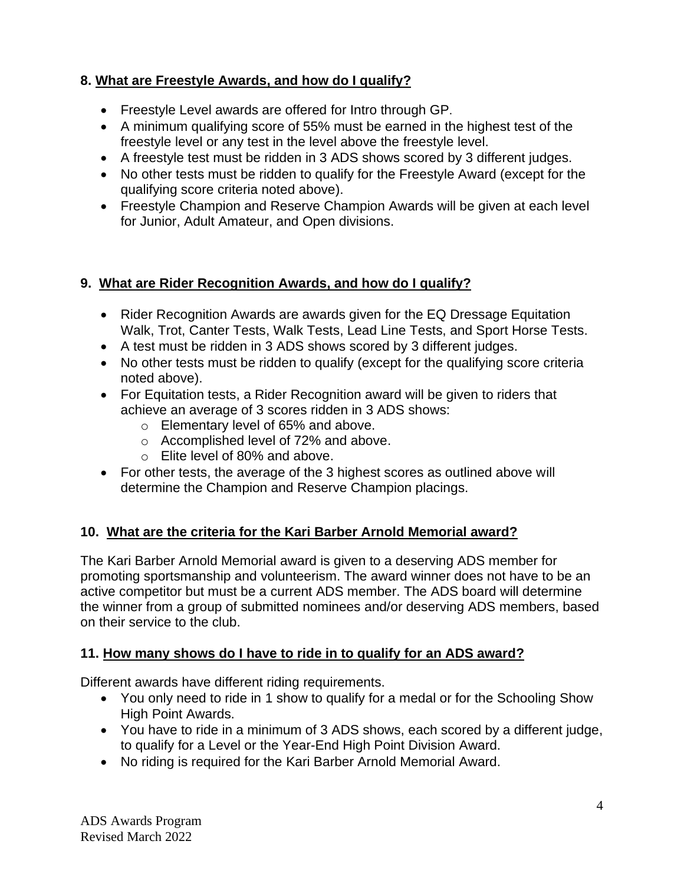### 8. What are Freestyle Awards, and how do I qualify?

- Freestyle Level awards are offered for Intro through GP.
- A minimum qualifying score of 55% must be earned in the highest test of the freestyle level or any test in the level above the freestyle level.
- A freestyle test must be ridden in 3 ADS shows scored by 3 different judges.
- No other tests must be ridden to qualify for the Freestyle Award (except for the qualifying score criteria noted above).
- Freestyle Champion and Reserve Champion Awards will be given at each level for Junior, Adult Amateur, and Open divisions.

### 9. What are Rider Recognition Awards, and how do I qualify?

- Rider Recognition Awards are awards given for the EQ Dressage Equitation Walk, Trot, Canter Tests, Walk Tests, Lead Line Tests, and Sport Horse Tests.
- A test must be ridden in 3 ADS shows scored by 3 different judges.
- No other tests must be ridden to qualify (except for the qualifying score criteria noted above).
- For Equitation tests, a Rider Recognition award will be given to riders that achieve an average of 3 scores ridden in 3 ADS shows:
  - Elementary level of 65% and above.
  - Accomplished level of 72% and above.
  - Elite level of 80% and above.
- For other tests, the average of the 3 highest scores as outlined above will determine the Champion and Reserve Champion placings.

### 10. What are the criteria for the Kari Barber Arnold Memorial award?

The Kari Barber Arnold Memorial award is given to a deserving ADS member for promoting sportsmanship and volunteerism. The award winner does not have to be an active competitor but must be a current ADS member. The ADS board will determine the winner from a group of submitted nominees and/or deserving ADS members, based on their service to the club.

### 11. How many shows do I have to ride in to qualify for an ADS award?

Different awards have different riding requirements.

- You only need to ride in 1 show to qualify for a medal or for the Schooling Show High Point Awards.
- You have to ride in a minimum of 3 ADS shows, each scored by a different judge, to qualify for a Level or the Year-End High Point Division Award.
- No riding is required for the Kari Barber Arnold Memorial Award.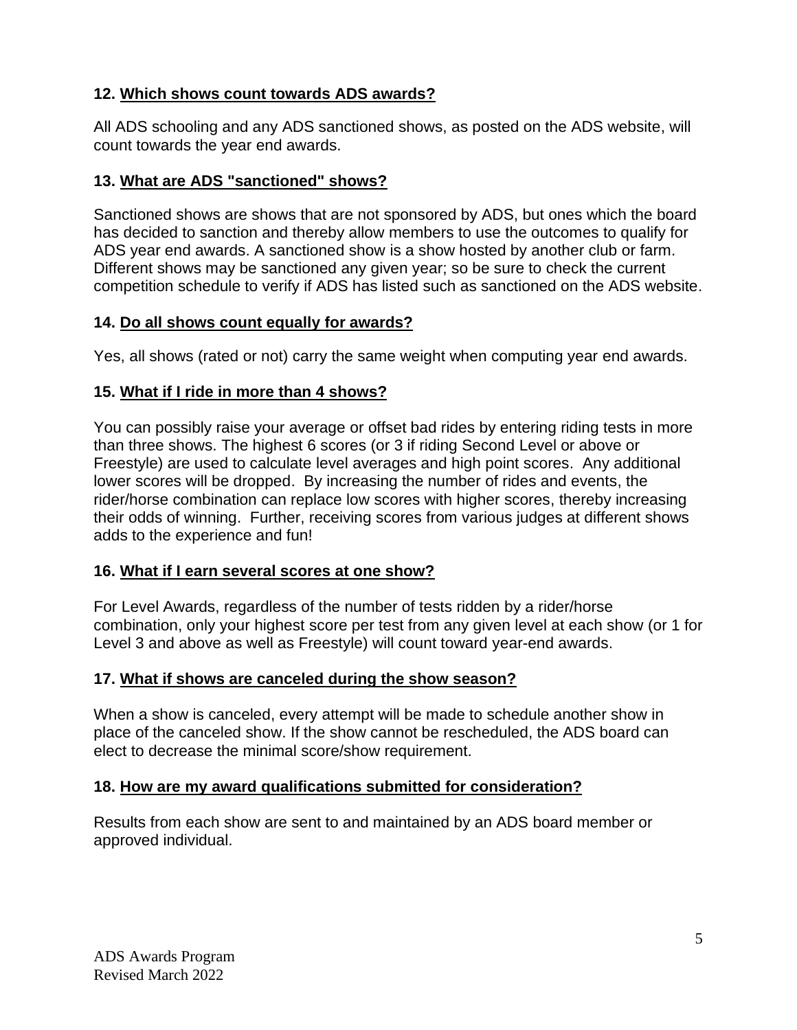**12. Which shows count towards ADS awards?**

All ADS schooling and any ADS sanctioned shows, as posted on the ADS website, will count towards the year end awards.

**13. What are ADS "sanctioned" shows?**

Sanctioned shows are shows that are not sponsored by ADS, but ones which the board has decided to sanction and thereby allow members to use the outcomes to qualify for ADS year end awards. A sanctioned show is a show hosted by another club or farm. Different shows may be sanctioned any given year; so be sure to check the current competition schedule to verify if ADS has listed such as sanctioned on the ADS website.

**14. Do all shows count equally for awards?**

Yes, all shows (rated or not) carry the same weight when computing year end awards.

**15. What if I ride in more than 4 shows?**

You can possibly raise your average or offset bad rides by entering riding tests in more than three shows. The highest 6 scores (or 3 if riding Second Level or above or Freestyle) are used to calculate level averages and high point scores. Any additional lower scores will be dropped. By increasing the number of rides and events, the rider/horse combination can replace low scores with higher scores, thereby increasing their odds of winning. Further, receiving scores from various judges at different shows adds to the experience and fun!

**16. What if I earn several scores at one show?**

For Level Awards, regardless of the number of tests ridden by a rider/horse combination, only your highest score per test from any given level at each show (or 1 for Level 3 and above as well as Freestyle) will count toward year-end awards.

**17. What if shows are canceled during the show season?**

When a show is canceled, every attempt will be made to schedule another show in place of the canceled show. If the show cannot be rescheduled, the ADS board can elect to decrease the minimal score/show requirement.

**18. How are my award qualifications submitted for consideration?**

Results from each show are sent to and maintained by an ADS board member or approved individual.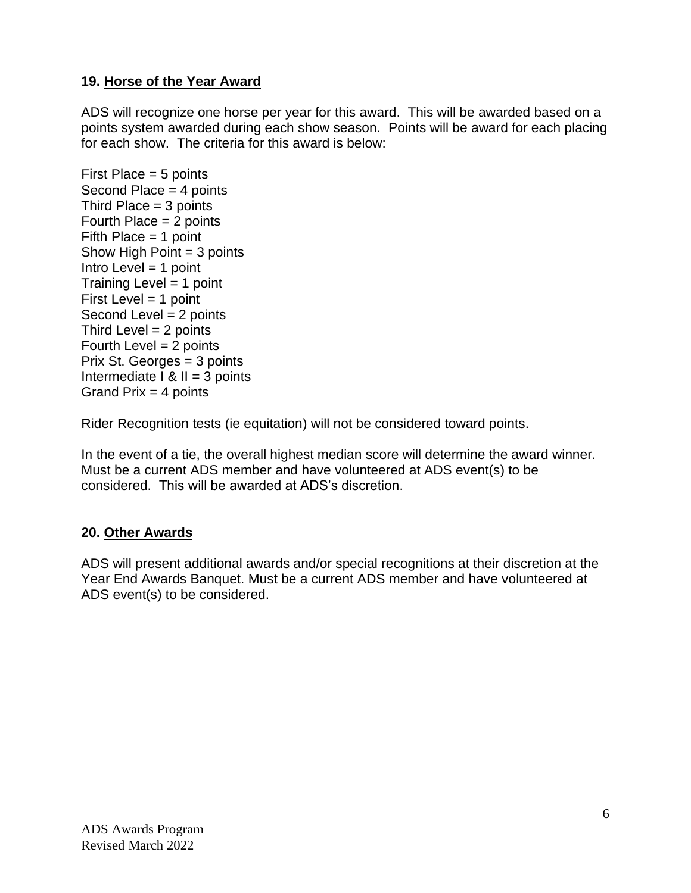## 19. <u>Horse of the Year Award</u>

ADS will recognize one horse per year for this award. This will be awarded based on a points system awarded during each show season. Points will be award for each placing for each show. The criteria for this award is below:

First Place = 5 points
Second Place = 4 points
Third Place = 3 points
Fourth Place = 2 points
Fifth Place = 1 point
Show High Point = 3 points
Intro Level = 1 point
Training Level = 1 point
First Level = 1 point
Second Level = 2 points
Third Level = 2 points
Fourth Level = 2 points
Prix St. Georges = 3 points
Intermediate I & II = 3 points
Grand Prix = 4 points

Rider Recognition tests (ie equitation) will not be considered toward points.

In the event of a tie, the overall highest median score will determine the award winner. Must be a current ADS member and have volunteered at ADS event(s) to be considered. This will be awarded at ADS's discretion.

## 20. <u>Other Awards</u>

ADS will present additional awards and/or special recognitions at their discretion at the Year End Awards Banquet. Must be a current ADS member and have volunteered at ADS event(s) to be considered.